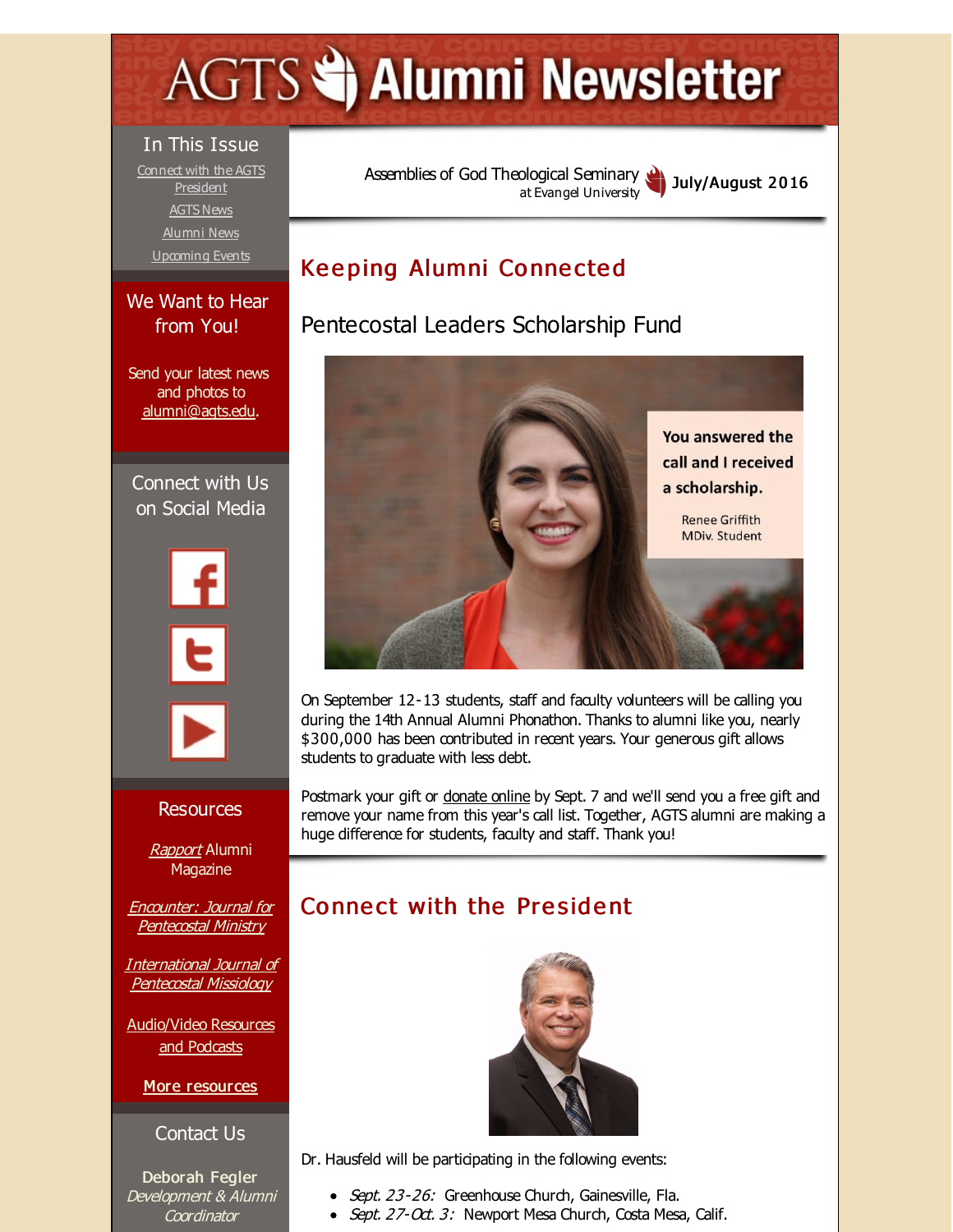# AGTS Alumni Newsletter

Assemblies of God Theological Seminary at Evangel University

July/August 2016

## In This Issue

Connect with the AGTS President

AGTS News

Alumni News

Upcoming Events

## We Want to Hear from You!

Send your latest news and photos to alumni@agts.edu.

## Connect with Us on Social Media

## Resources

*Rapport* Alumni Magazine

*Encounter: Journal for Pentecostal Ministry*

*International Journal of Pentecostal Missiology*

Audio/Video Resources and Podcasts

**More resources**

## Contact Us

**Deborah Fegler**
*Development & Alumni Coordinator*

## Keeping Alumni Connected

### Pentecostal Leaders Scholarship Fund

**You answered the call and I received a scholarship.**

Renee Griffith
MDiv. Student

On September 12-13 students, staff and faculty volunteers will be calling you during the 14th Annual Alumni Phonathon. Thanks to alumni like you, nearly $300,000 has been contributed in recent years. Your generous gift allows students to graduate with less debt.

Postmark your gift or donate online by Sept. 7 and we'll send you a free gift and remove your name from this year's call list. Together, AGTS alumni are making a huge difference for students, faculty and staff. Thank you!

## Connect with the President

Dr. Hausfeld will be participating in the following events:

- *Sept. 23-26:* Greenhouse Church, Gainesville, Fla.
- *Sept. 27-Oct. 3:* Newport Mesa Church, Costa Mesa, Calif.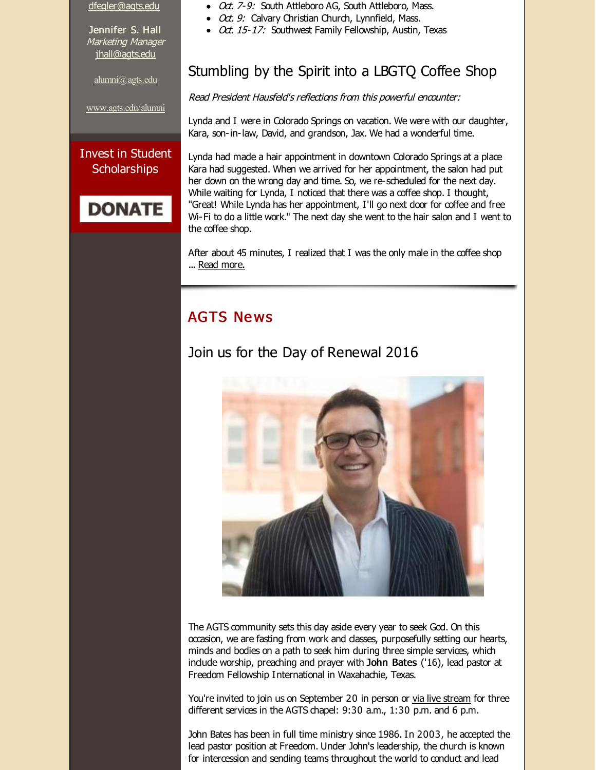dfegler@agts.edu

**Jennifer S. Hall**
*Marketing Manager*
jhall@agts.edu

alumni@agts.edu

www.agts.edu/alumni

Invest in Student Scholarships

DONATE

- *Oct. 7-9:* South Attleboro AG, South Attleboro, Mass.
- *Oct. 9:* Calvary Christian Church, Lynnfield, Mass.
- *Oct. 15-17:* Southwest Family Fellowship, Austin, Texas

## Stumbling by the Spirit into a LBGTQ Coffee Shop

*Read President Hausfeld's reflections from this powerful encounter:*

Lynda and I were in Colorado Springs on vacation. We were with our daughter, Kara, son-in-law, David, and grandson, Jax. We had a wonderful time.

Lynda had made a hair appointment in downtown Colorado Springs at a place Kara had suggested. When we arrived for her appointment, the salon had put her down on the wrong day and time. So, we re-scheduled for the next day. While waiting for Lynda, I noticed that there was a coffee shop. I thought, "Great! While Lynda has her appointment, I'll go next door for coffee and free Wi-Fi to do a little work." The next day she went to the hair salon and I went to the coffee shop.

After about 45 minutes, I realized that I was the only male in the coffee shop ... Read more.

## AGTS News

### Join us for the Day of Renewal 2016

The AGTS community sets this day aside every year to seek God. On this occasion, we are fasting from work and classes, purposefully setting our hearts, minds and bodies on a path to seek him during three simple services, which include worship, preaching and prayer with **John Bates** ('16), lead pastor at Freedom Fellowship International in Waxahachie, Texas.

You're invited to join us on September 20 in person or via live stream for three different services in the AGTS chapel: 9:30 a.m., 1:30 p.m. and 6 p.m.

John Bates has been in full time ministry since 1986. In 2003, he accepted the lead pastor position at Freedom. Under John's leadership, the church is known for intercession and sending teams throughout the world to conduct and lead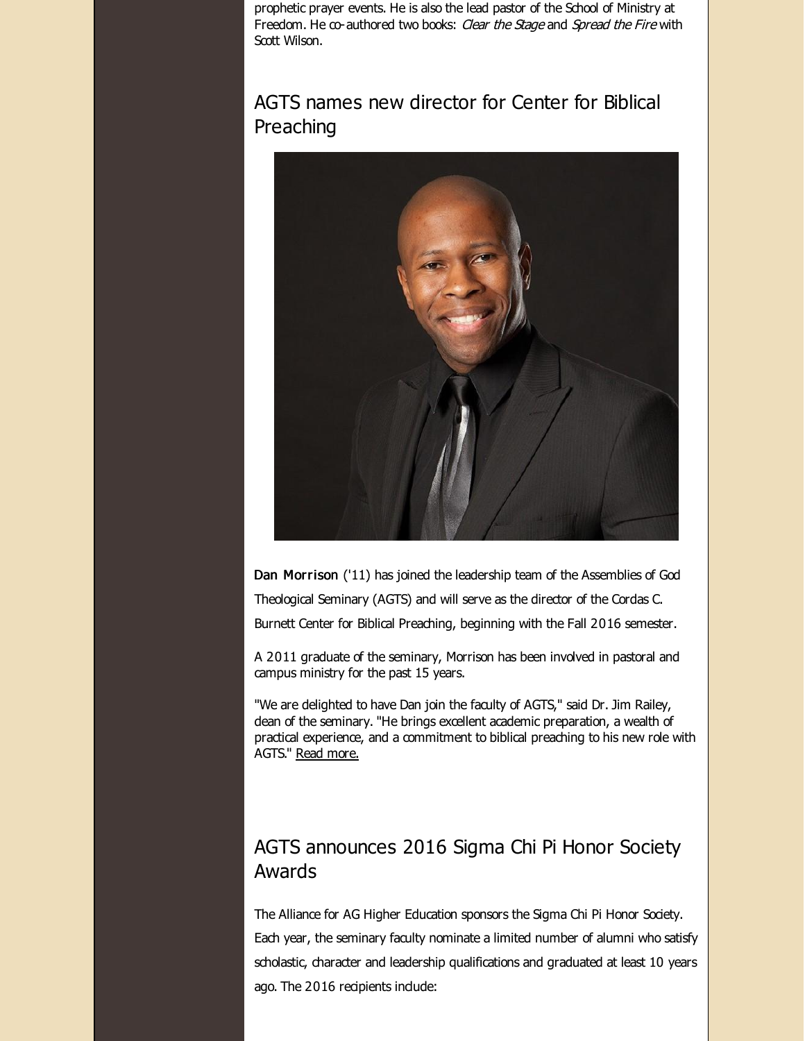prophetic prayer events. He is also the lead pastor of the School of Ministry at Freedom. He co-authored two books: *Clear the Stage* and *Spread the Fire* with Scott Wilson.

## AGTS names new director for Center for Biblical Preaching

**Dan Morrison** ('11) has joined the leadership team of the Assemblies of God Theological Seminary (AGTS) and will serve as the director of the Cordas C. Burnett Center for Biblical Preaching, beginning with the Fall 2016 semester.

A 2011 graduate of the seminary, Morrison has been involved in pastoral and campus ministry for the past 15 years.

"We are delighted to have Dan join the faculty of AGTS," said Dr. Jim Railey, dean of the seminary. "He brings excellent academic preparation, a wealth of practical experience, and a commitment to biblical preaching to his new role with AGTS." Read more.

## AGTS announces 2016 Sigma Chi Pi Honor Society Awards

The Alliance for AG Higher Education sponsors the Sigma Chi Pi Honor Society. Each year, the seminary faculty nominate a limited number of alumni who satisfy scholastic, character and leadership qualifications and graduated at least 10 years ago. The 2016 recipients include: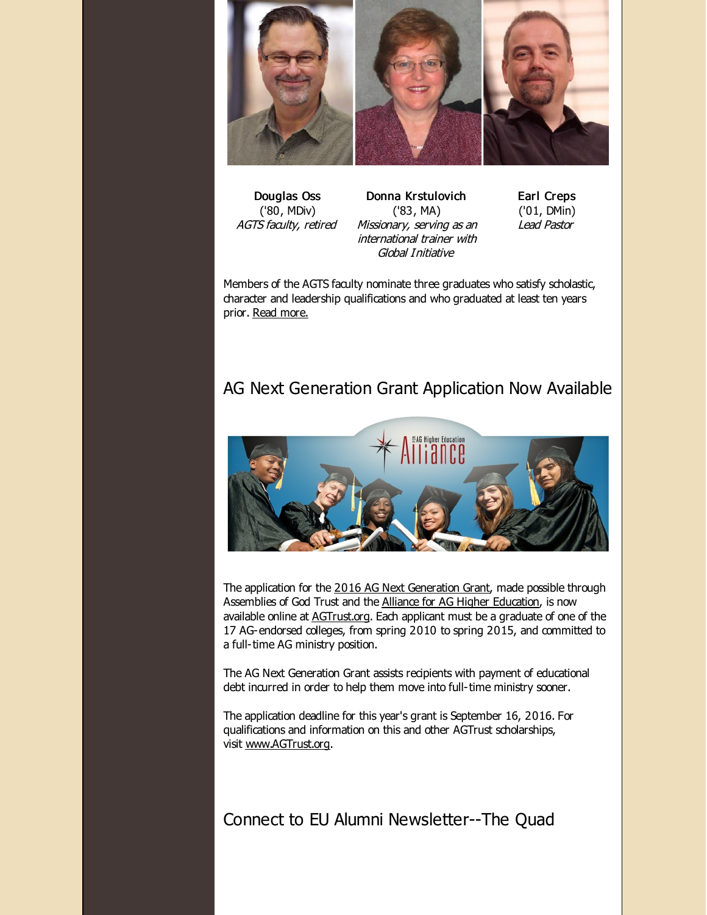**Douglas Oss**
('80, MDiv)
*AGTS faculty, retired*

**Donna Krstulovich**
('83, MA)
*Missionary, serving as an international trainer with Global Initiative*

**Earl Creps**
('01, DMin)
*Lead Pastor*

Members of the AGTS faculty nominate three graduates who satisfy scholastic, character and leadership qualifications and who graduated at least ten years prior. Read more.

## AG Next Generation Grant Application Now Available

The application for the 2016 AG Next Generation Grant, made possible through Assemblies of God Trust and the Alliance for AG Higher Education, is now available online at AGTrust.org. Each applicant must be a graduate of one of the 17 AG-endorsed colleges, from spring 2010 to spring 2015, and committed to a full-time AG ministry position.

The AG Next Generation Grant assists recipients with payment of educational debt incurred in order to help them move into full-time ministry sooner.

The application deadline for this year's grant is September 16, 2016. For qualifications and information on this and other AGTrust scholarships, visit www.AGTrust.org.

## Connect to EU Alumni Newsletter--The Quad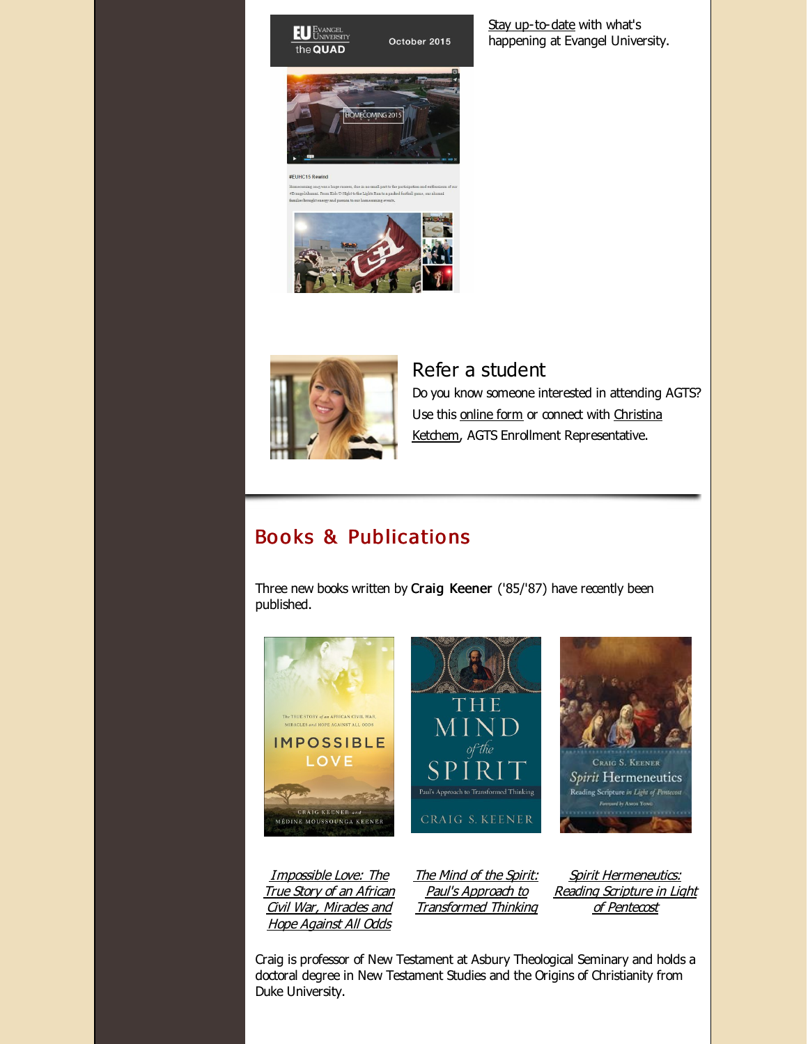Stay up-to-date with what's happening at Evangel University.

## Refer a student

Do you know someone interested in attending AGTS? Use this online form or connect with Christina Ketchem, AGTS Enrollment Representative.

## Books & Publications

Three new books written by **Craig Keener** ('85/'87) have recently been published.

*Impossible Love: The True Story of an African Civil War, Miracles and Hope Against All Odds*

*The Mind of the Spirit: Paul's Approach to Transformed Thinking*

*Spirit Hermeneutics: Reading Scripture in Light of Pentecost*

Craig is professor of New Testament at Asbury Theological Seminary and holds a doctoral degree in New Testament Studies and the Origins of Christianity from Duke University.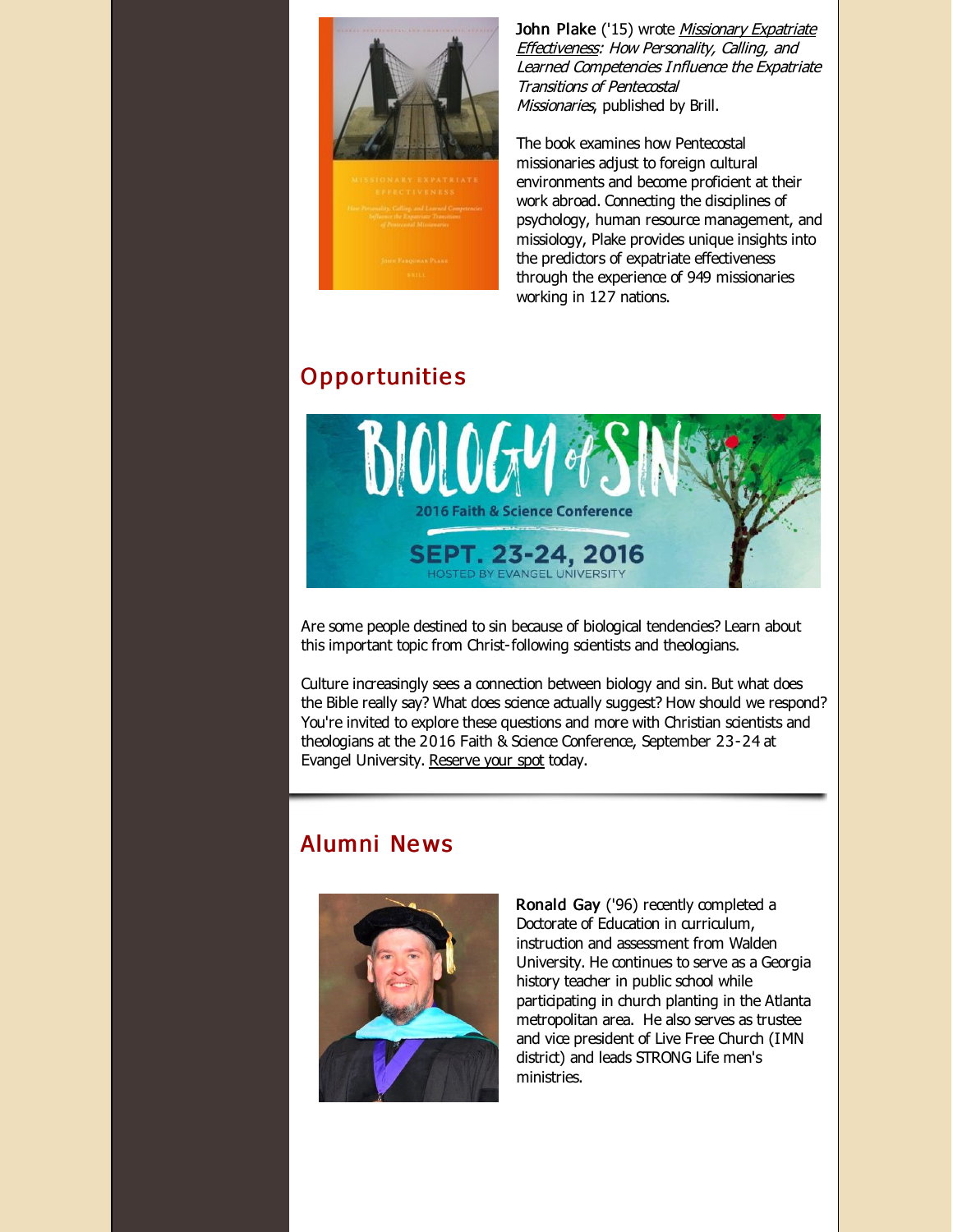**John Plake** ('15) wrote *Missionary Expatriate Effectiveness: How Personality, Calling, and Learned Competencies Influence the Expatriate Transitions of Pentecostal Missionaries*, published by Brill.

The book examines how Pentecostal missionaries adjust to foreign cultural environments and become proficient at their work abroad. Connecting the disciplines of psychology, human resource management, and missiology, Plake provides unique insights into the predictors of expatriate effectiveness through the experience of 949 missionaries working in 127 nations.

## Opportunities

Are some people destined to sin because of biological tendencies? Learn about this important topic from Christ-following scientists and theologians.

Culture increasingly sees a connection between biology and sin. But what does the Bible really say? What does science actually suggest? How should we respond? You're invited to explore these questions and more with Christian scientists and theologians at the 2016 Faith & Science Conference, September 23-24 at Evangel University. Reserve your spot today.

## Alumni News

**Ronald Gay** ('96) recently completed a Doctorate of Education in curriculum, instruction and assessment from Walden University. He continues to serve as a Georgia history teacher in public school while participating in church planting in the Atlanta metropolitan area. He also serves as trustee and vice president of Live Free Church (IMN district) and leads STRONG Life men's ministries.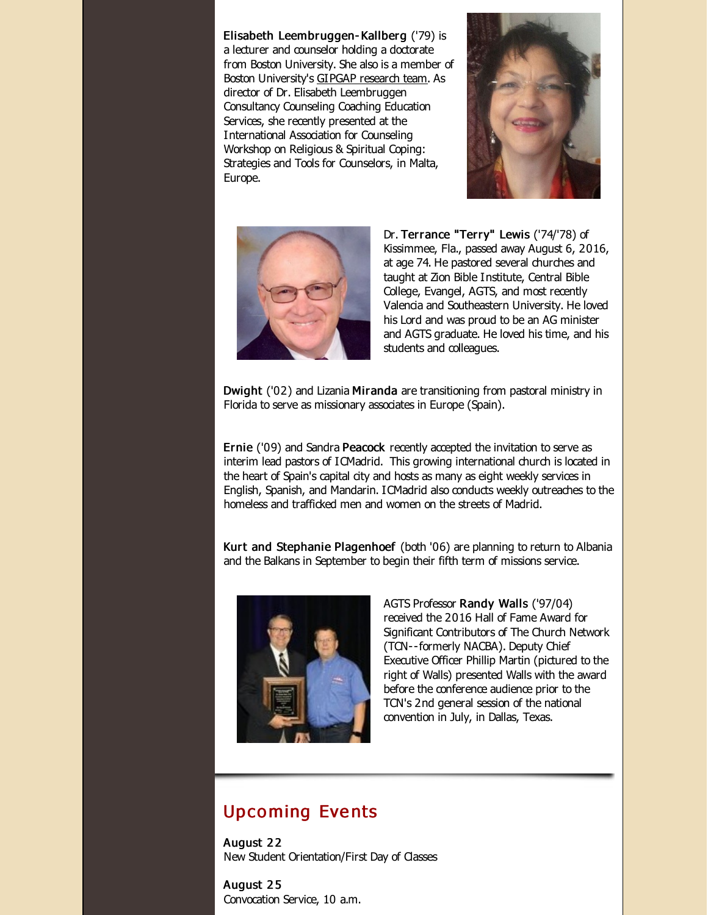**Elisabeth Leembruggen-Kallberg** ('79) is a lecturer and counselor holding a doctorate from Boston University. She also is a member of Boston University's GIPGAP research team. As director of Dr. Elisabeth Leembruggen Consultancy Counseling Coaching Education Services, she recently presented at the International Association for Counseling Workshop on Religious & Spiritual Coping: Strategies and Tools for Counselors, in Malta, Europe.

Dr. **Terrance "Terry" Lewis** ('74/'78) of Kissimmee, Fla., passed away August 6, 2016, at age 74. He pastored several churches and taught at Zion Bible Institute, Central Bible College, Evangel, AGTS, and most recently Valencia and Southeastern University. He loved his Lord and was proud to be an AG minister and AGTS graduate. He loved his time, and his students and colleagues.

**Dwight** ('02) and Lizania **Miranda** are transitioning from pastoral ministry in Florida to serve as missionary associates in Europe (Spain).

**Ernie** ('09) and Sandra **Peacock** recently accepted the invitation to serve as interim lead pastors of ICMadrid. This growing international church is located in the heart of Spain's capital city and hosts as many as eight weekly services in English, Spanish, and Mandarin. ICMadrid also conducts weekly outreaches to the homeless and trafficked men and women on the streets of Madrid.

**Kurt and Stephanie Plagenhoef** (both '06) are planning to return to Albania and the Balkans in September to begin their fifth term of missions service.

AGTS Professor **Randy Walls** ('97/04) received the 2016 Hall of Fame Award for Significant Contributors of The Church Network (TCN--formerly NACBA). Deputy Chief Executive Officer Phillip Martin (pictured to the right of Walls) presented Walls with the award before the conference audience prior to the TCN's 2nd general session of the national convention in July, in Dallas, Texas.

## Upcoming Events

**August 22**
New Student Orientation/First Day of Classes

**August 25**
Convocation Service, 10 a.m.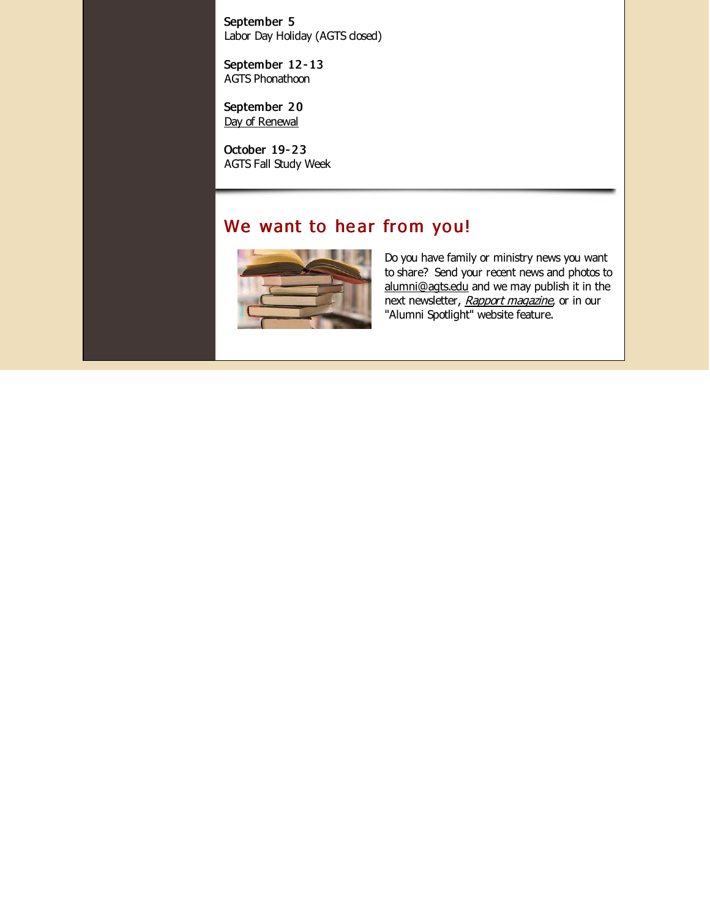**September 5**
Labor Day Holiday (AGTS closed)

**September 12-13**
AGTS Phonathoon

**September 20**
Day of Renewal

**October 19-23**
AGTS Fall Study Week

## We want to hear from you!

Do you have family or ministry news you want to share? Send your recent news and photos to alumni@agts.edu and we may publish it in the next newsletter, *Rapport magazine*, or in our "Alumni Spotlight" website feature.